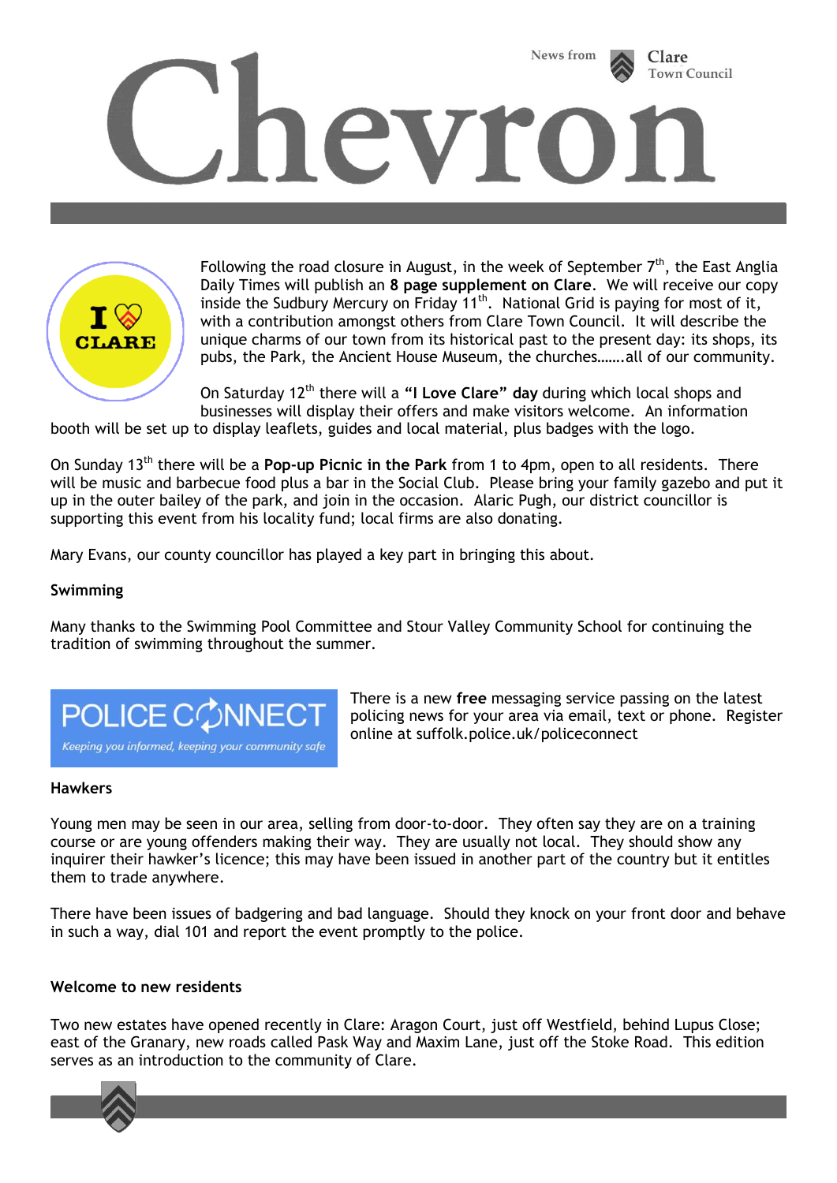# Chevron

News from Clare Town Council

Following the road closure in August, in the week of September 7th, the East Anglia Daily Times will publish an **8 page supplement on Clare**. We will receive our copy inside the Sudbury Mercury on Friday 11th. National Grid is paying for most of it, with a contribution amongst others from Clare Town Council. It will describe the unique charms of our town from its historical past to the present day: its shops, its pubs, the Park, the Ancient House Museum, the churches…….all of our community.

On Saturday 12th there will a **"I Love Clare" day** during which local shops and businesses will display their offers and make visitors welcome. An information booth will be set up to display leaflets, guides and local material, plus badges with the logo.

On Sunday 13th there will be a **Pop-up Picnic in the Park** from 1 to 4pm, open to all residents. There will be music and barbecue food plus a bar in the Social Club. Please bring your family gazebo and put it up in the outer bailey of the park, and join in the occasion. Alaric Pugh, our district councillor is supporting this event from his locality fund; local firms are also donating.

Mary Evans, our county councillor has played a key part in bringing this about.

**Swimming**

Many thanks to the Swimming Pool Committee and Stour Valley Community School for continuing the tradition of swimming throughout the summer.

There is a new **free** messaging service passing on the latest policing news for your area via email, text or phone. Register online at suffolk.police.uk/policeconnect

**Hawkers**

Young men may be seen in our area, selling from door-to-door. They often say they are on a training course or are young offenders making their way. They are usually not local. They should show any inquirer their hawker's licence; this may have been issued in another part of the country but it entitles them to trade anywhere.

There have been issues of badgering and bad language. Should they knock on your front door and behave in such a way, dial 101 and report the event promptly to the police.

**Welcome to new residents**

Two new estates have opened recently in Clare: Aragon Court, just off Westfield, behind Lupus Close; east of the Granary, new roads called Pask Way and Maxim Lane, just off the Stoke Road. This edition serves as an introduction to the community of Clare.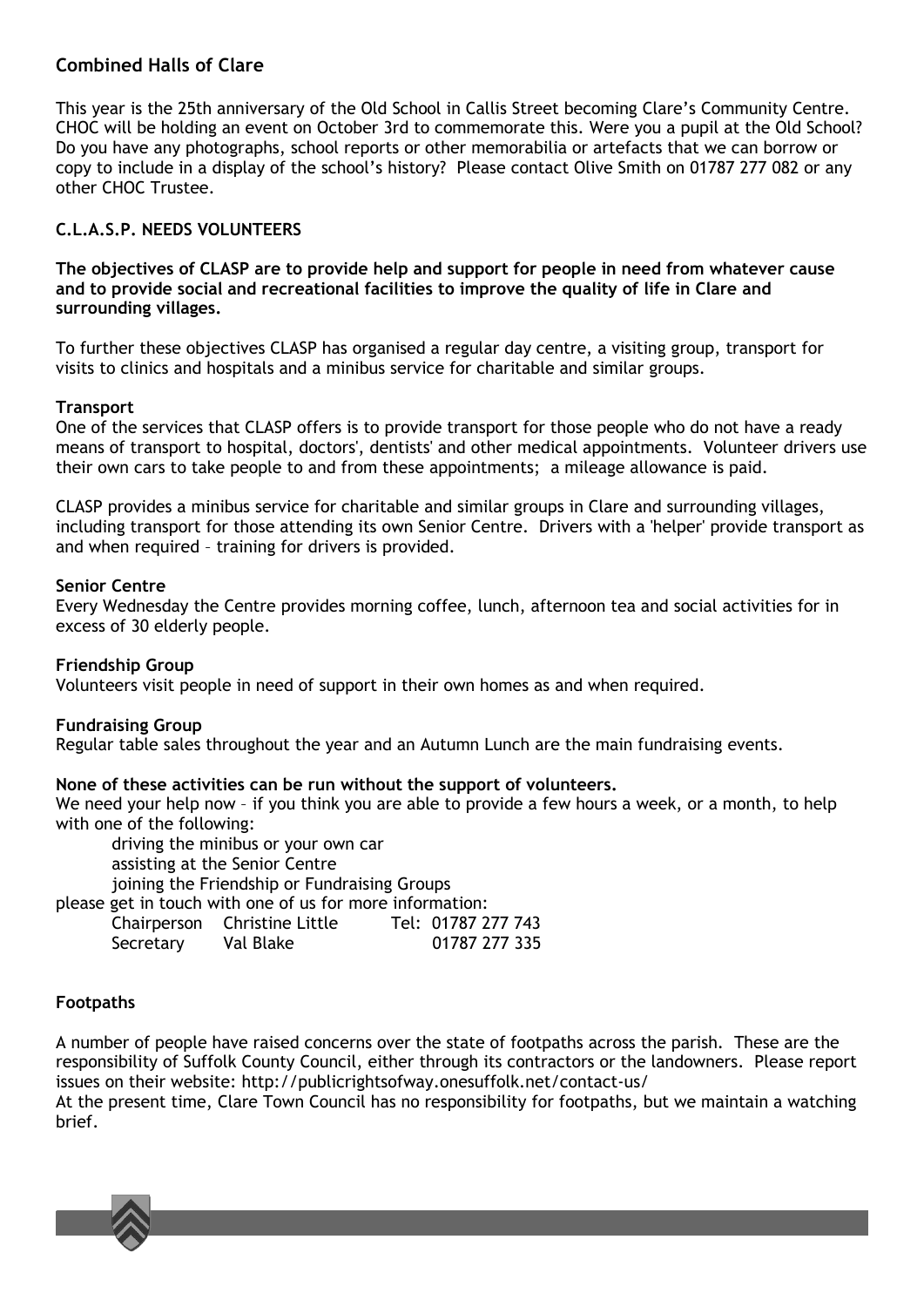## Combined Halls of Clare

This year is the 25th anniversary of the Old School in Callis Street becoming Clare's Community Centre. CHOC will be holding an event on October 3rd to commemorate this. Were you a pupil at the Old School? Do you have any photographs, school reports or other memorabilia or artefacts that we can borrow or copy to include in a display of the school's history? Please contact Olive Smith on 01787 277 082 or any other CHOC Trustee.

### C.L.A.S.P. NEEDS VOLUNTEERS

**The objectives of CLASP are to provide help and support for people in need from whatever cause and to provide social and recreational facilities to improve the quality of life in Clare and surrounding villages.**

To further these objectives CLASP has organised a regular day centre, a visiting group, transport for visits to clinics and hospitals and a minibus service for charitable and similar groups.

**Transport**

One of the services that CLASP offers is to provide transport for those people who do not have a ready means of transport to hospital, doctors', dentists' and other medical appointments. Volunteer drivers use their own cars to take people to and from these appointments; a mileage allowance is paid.

CLASP provides a minibus service for charitable and similar groups in Clare and surrounding villages, including transport for those attending its own Senior Centre. Drivers with a 'helper' provide transport as and when required – training for drivers is provided.

**Senior Centre**

Every Wednesday the Centre provides morning coffee, lunch, afternoon tea and social activities for in excess of 30 elderly people.

**Friendship Group**

Volunteers visit people in need of support in their own homes as and when required.

**Fundraising Group**

Regular table sales throughout the year and an Autumn Lunch are the main fundraising events.

**None of these activities can be run without the support of volunteers.**

We need your help now – if you think you are able to provide a few hours a week, or a month, to help with one of the following:

- driving the minibus or your own car
- assisting at the Senior Centre
- joining the Friendship or Fundraising Groups

please get in touch with one of us for more information:

| | | |
|---|---|---|
| Chairperson | Christine Little | Tel: 01787 277 743 |
| Secretary | Val Blake | 01787 277 335 |

### Footpaths

A number of people have raised concerns over the state of footpaths across the parish. These are the responsibility of Suffolk County Council, either through its contractors or the landowners. Please report issues on their website: http://publicrightsofway.onesuffolk.net/contact-us/

At the present time, Clare Town Council has no responsibility for footpaths, but we maintain a watching brief.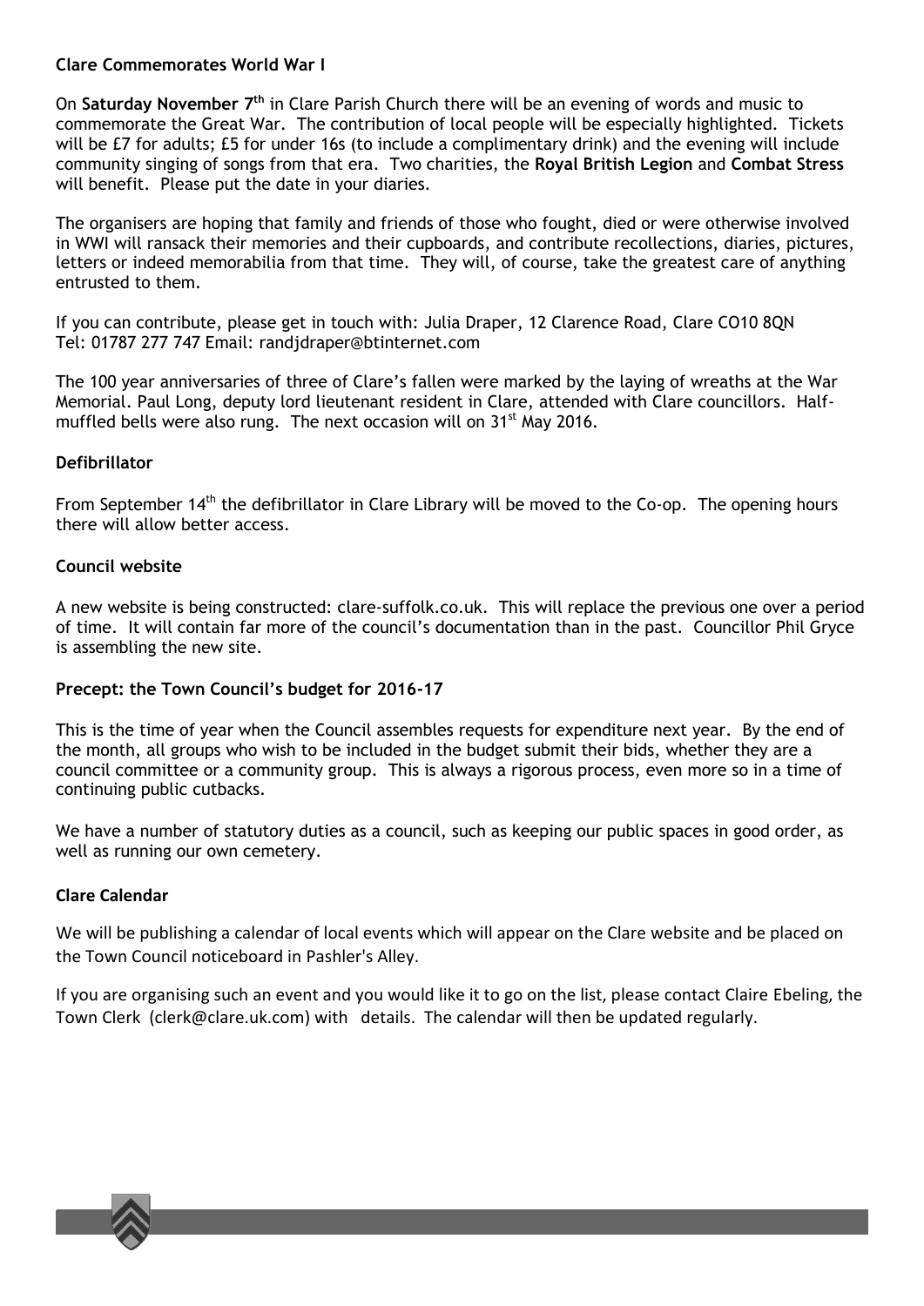### Clare Commemorates World War I

On **Saturday November 7th** in Clare Parish Church there will be an evening of words and music to commemorate the Great War. The contribution of local people will be especially highlighted. Tickets will be £7 for adults; £5 for under 16s (to include a complimentary drink) and the evening will include community singing of songs from that era. Two charities, the **Royal British Legion** and **Combat Stress** will benefit. Please put the date in your diaries.

The organisers are hoping that family and friends of those who fought, died or were otherwise involved in WWI will ransack their memories and their cupboards, and contribute recollections, diaries, pictures, letters or indeed memorabilia from that time. They will, of course, take the greatest care of anything entrusted to them.

If you can contribute, please get in touch with: Julia Draper, 12 Clarence Road, Clare CO10 8QN
Tel: 01787 277 747 Email: randjdraper@btinternet.com

The 100 year anniversaries of three of Clare's fallen were marked by the laying of wreaths at the War Memorial. Paul Long, deputy lord lieutenant resident in Clare, attended with Clare councillors. Half-muffled bells were also rung. The next occasion will on 31st May 2016.

### Defibrillator

From September 14th the defibrillator in Clare Library will be moved to the Co-op. The opening hours there will allow better access.

### Council website

A new website is being constructed: clare-suffolk.co.uk. This will replace the previous one over a period of time. It will contain far more of the council's documentation than in the past. Councillor Phil Gryce is assembling the new site.

### Precept: the Town Council's budget for 2016-17

This is the time of year when the Council assembles requests for expenditure next year. By the end of the month, all groups who wish to be included in the budget submit their bids, whether they are a council committee or a community group. This is always a rigorous process, even more so in a time of continuing public cutbacks.

We have a number of statutory duties as a council, such as keeping our public spaces in good order, as well as running our own cemetery.

### Clare Calendar

We will be publishing a calendar of local events which will appear on the Clare website and be placed on the Town Council noticeboard in Pashler's Alley.

If you are organising such an event and you would like it to go on the list, please contact Claire Ebeling, the Town Clerk (clerk@clare.uk.com) with details. The calendar will then be updated regularly.